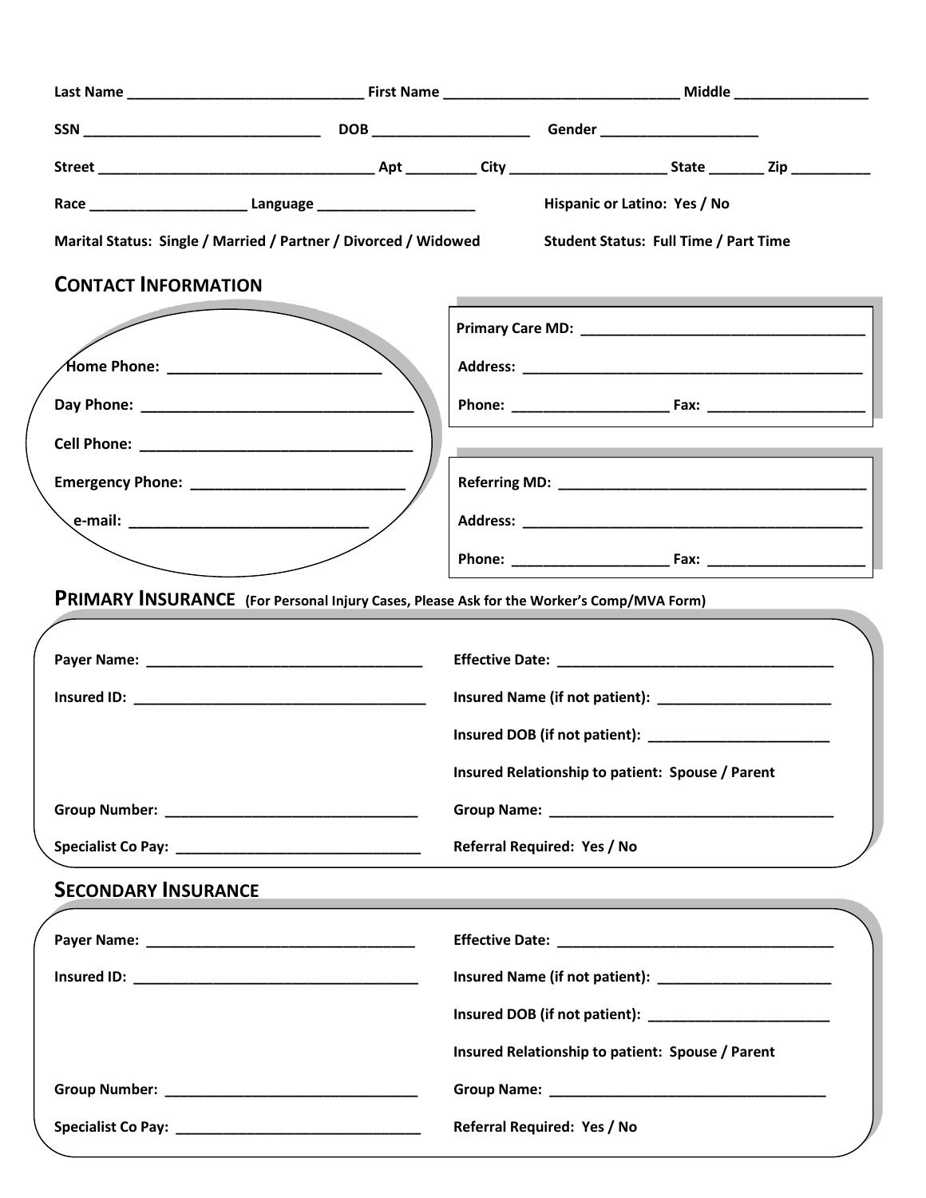Last Name ______________________________ First Name ______________________________ Middle _________________

SSN ______________________________ DOB ____________________ Gender ____________________

Street ___________________________________ Apt ________ City ____________________ State _______ Zip __________

Race ____________________ Language ____________________ Hispanic or Latino: Yes / No

Marital Status: Single / Married / Partner / Divorced / Widowed Student Status: Full Time / Part Time

## CONTACT INFORMATION

Home Phone: __________________________

Day Phone: __________________________________

Cell Phone: __________________________________

Emergency Phone: __________________________

e-mail: ______________________________

Primary Care MD: _____________________________________

Address: ____________________________________________

Phone: ____________________ Fax: ____________________

Referring MD: _______________________________________

Address: ____________________________________________

Phone: ____________________ Fax: ____________________

## PRIMARY INSURANCE (For Personal Injury Cases, Please Ask for the Worker's Comp/MVA Form)

Payer Name: ___________________________________ Effective Date: ___________________________________

Insured ID: _____________________________________ Insured Name (if not patient): ______________________

Insured DOB (if not patient): _______________________

Insured Relationship to patient: Spouse / Parent

Group Number: ________________________________ Group Name: ___________________________________

Specialist Co Pay: _______________________________ Referral Required: Yes / No

## SECONDARY INSURANCE

Payer Name: __________________________________ Effective Date: ___________________________________

Insured ID: ____________________________________ Insured Name (if not patient): ______________________

Insured DOB (if not patient): _______________________

Insured Relationship to patient: Spouse / Parent

Group Number: ________________________________ Group Name: __________________________________

Specialist Co Pay: _______________________________ Referral Required: Yes / No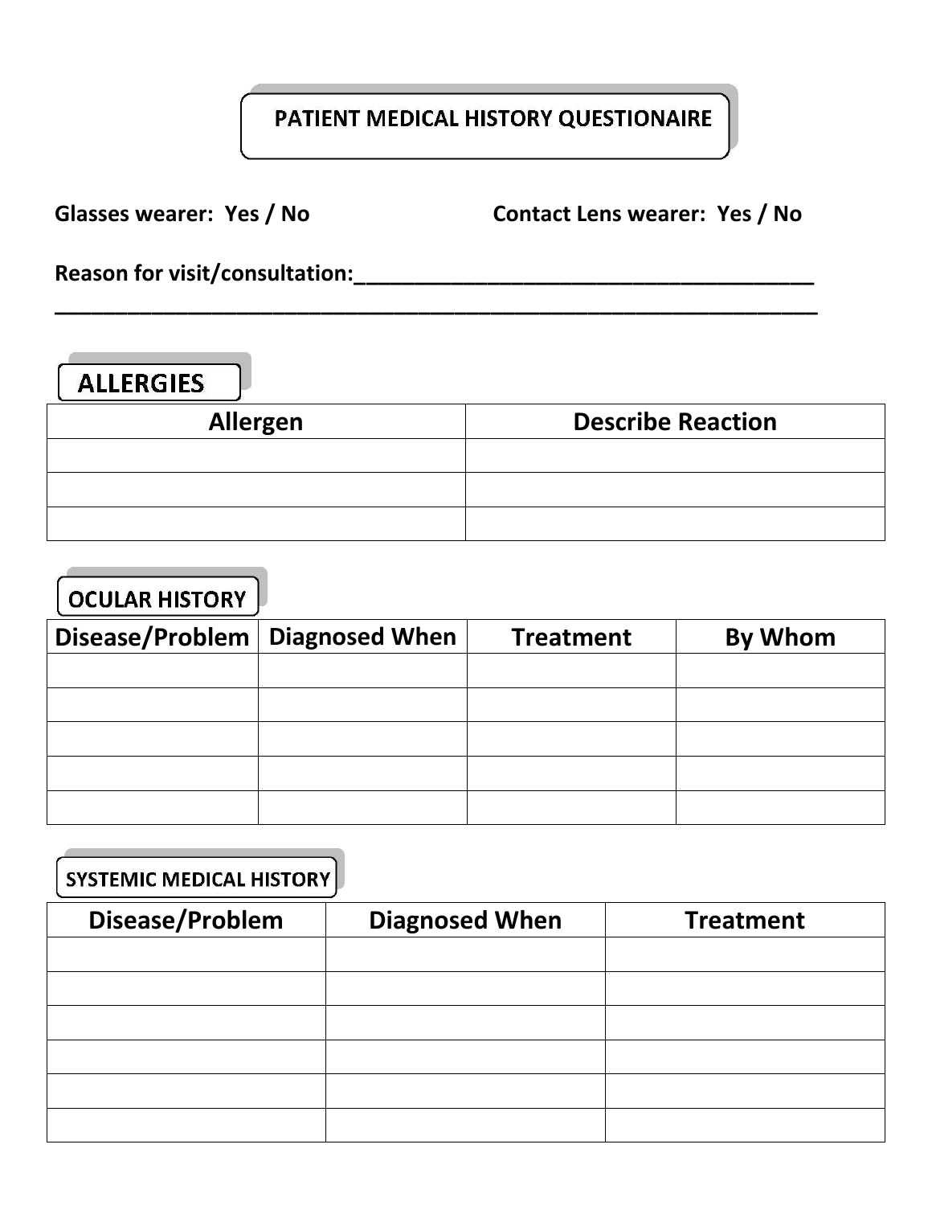# PATIENT MEDICAL HISTORY QUESTIONAIRE

**Glasses wearer: Yes / No** **Contact Lens wearer: Yes / No**

**Reason for visit/consultation:________________________________________**

**____________________________________________________________________**

## ALLERGIES

| Allergen | Describe Reaction |
|---|---|
| | |
| | |
| | |

## OCULAR HISTORY

| Disease/Problem | Diagnosed When | Treatment | By Whom |
|---|---|---|---|
| | | | |
| | | | |
| | | | |
| | | | |
| | | | |

## SYSTEMIC MEDICAL HISTORY

| Disease/Problem | Diagnosed When | Treatment |
|---|---|---|
| | | |
| | | |
| | | |
| | | |
| | | |
| | | |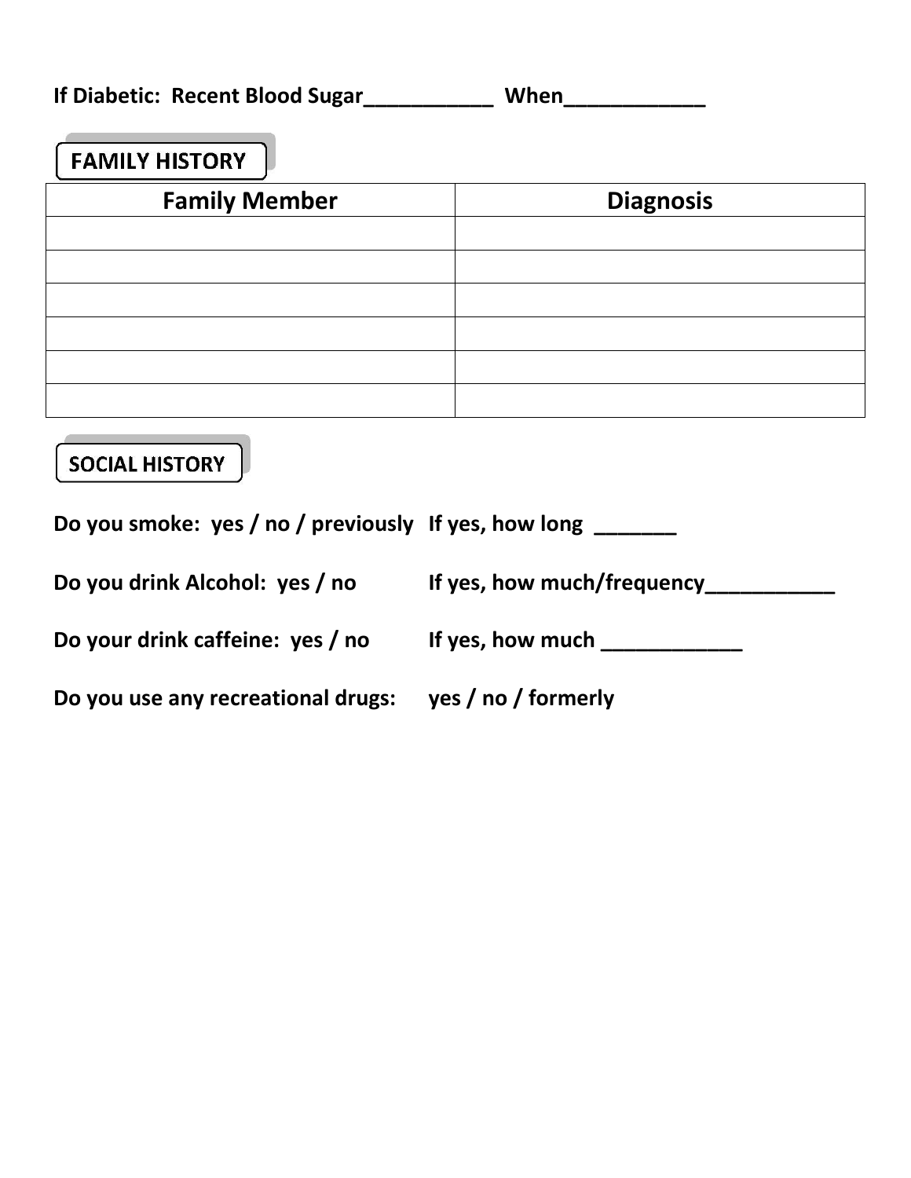**If Diabetic: Recent Blood Sugar___________ When____________**

## FAMILY HISTORY

| Family Member | Diagnosis |
|---|---|
| | |
| | |
| | |
| | |
| | |
| | |

## SOCIAL HISTORY

**Do you smoke: yes / no / previously If yes, how long _______**

**Do you drink Alcohol: yes / no If yes, how much/frequency___________**

**Do your drink caffeine: yes / no If yes, how much ____________**

**Do you use any recreational drugs: yes / no / formerly**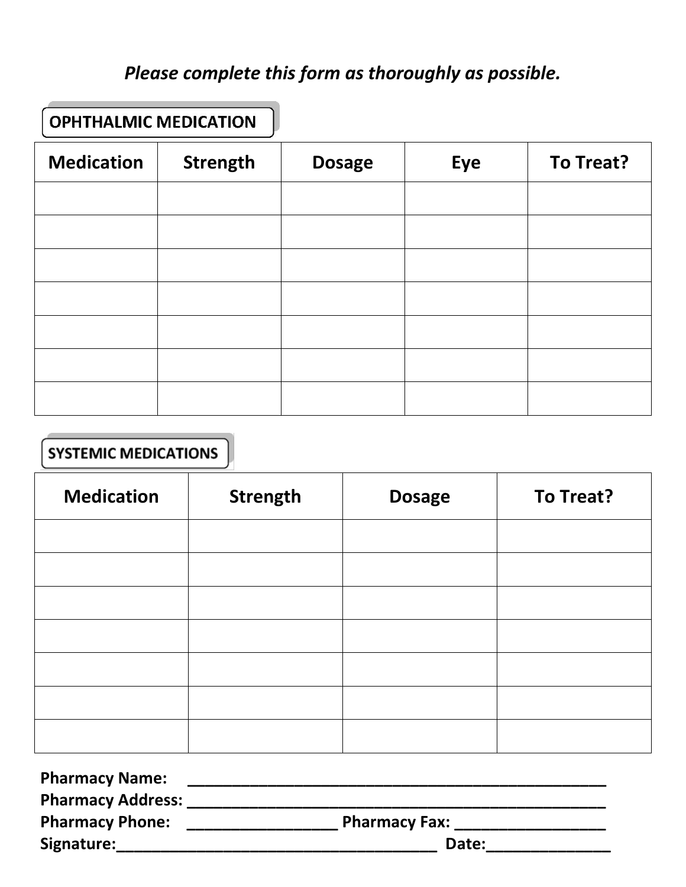*Please complete this form as thoroughly as possible.*

## OPHTHALMIC MEDICATION

| Medication | Strength | Dosage | Eye | To Treat? |
|---|---|---|---|---|
| | | | | |
| | | | | |
| | | | | |
| | | | | |
| | | | | |
| | | | | |
| | | | | |

## SYSTEMIC MEDICATIONS

| Medication | Strength | Dosage | To Treat? |
|---|---|---|---|
| | | | |
| | | | |
| | | | |
| | | | |
| | | | |
| | | | |
| | | | |

**Pharmacy Name:** ____________________________________________________

**Pharmacy Address:** __________________________________________________

**Pharmacy Phone:** __________________ **Pharmacy Fax:** __________________

**Signature:**_______________________________________ **Date:**_______________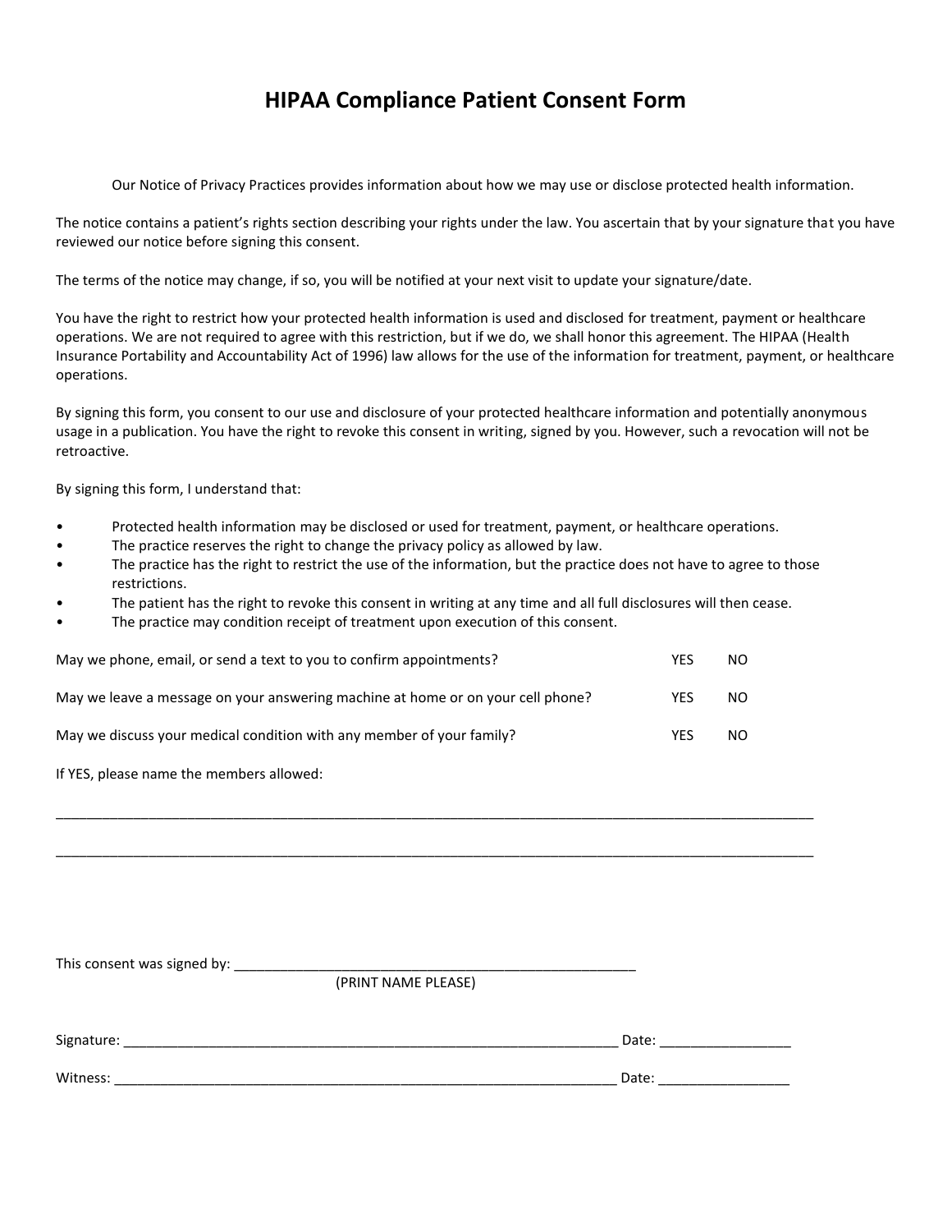# HIPAA Compliance Patient Consent Form

Our Notice of Privacy Practices provides information about how we may use or disclose protected health information.

The notice contains a patient's rights section describing your rights under the law. You ascertain that by your signature that you have reviewed our notice before signing this consent.

The terms of the notice may change, if so, you will be notified at your next visit to update your signature/date.

You have the right to restrict how your protected health information is used and disclosed for treatment, payment or healthcare operations. We are not required to agree with this restriction, but if we do, we shall honor this agreement. The HIPAA (Health Insurance Portability and Accountability Act of 1996) law allows for the use of the information for treatment, payment, or healthcare operations.

By signing this form, you consent to our use and disclosure of your protected healthcare information and potentially anonymous usage in a publication. You have the right to revoke this consent in writing, signed by you. However, such a revocation will not be retroactive.

By signing this form, I understand that:

- Protected health information may be disclosed or used for treatment, payment, or healthcare operations.
- The practice reserves the right to change the privacy policy as allowed by law.
- The practice has the right to restrict the use of the information, but the practice does not have to agree to those restrictions.
- The patient has the right to revoke this consent in writing at any time and all full disclosures will then cease.
- The practice may condition receipt of treatment upon execution of this consent.

May we phone, email, or send a text to you to confirm appointments? YES NO

May we leave a message on your answering machine at home or on your cell phone? YES NO

May we discuss your medical condition with any member of your family? YES NO

If YES, please name the members allowed:

______________________________________________________________________________________________

______________________________________________________________________________________________

This consent was signed by: ______________________________________________________
(PRINT NAME PLEASE)

Signature: ____________________________________________________________________ Date: _________________

Witness: ______________________________________________________________________ Date: _________________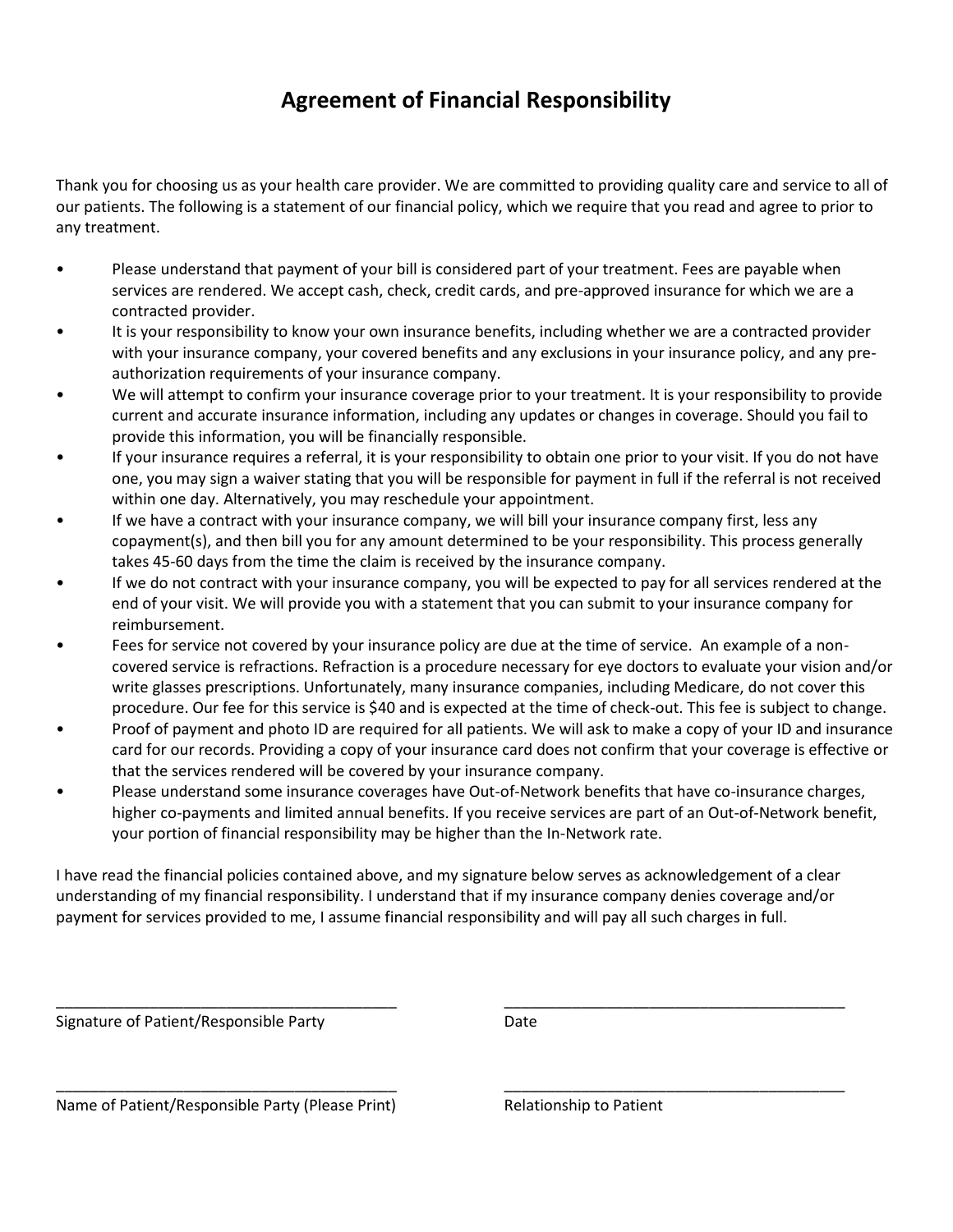# Agreement of Financial Responsibility

Thank you for choosing us as your health care provider. We are committed to providing quality care and service to all of our patients. The following is a statement of our financial policy, which we require that you read and agree to prior to any treatment.

- Please understand that payment of your bill is considered part of your treatment. Fees are payable when services are rendered. We accept cash, check, credit cards, and pre-approved insurance for which we are a contracted provider.
- It is your responsibility to know your own insurance benefits, including whether we are a contracted provider with your insurance company, your covered benefits and any exclusions in your insurance policy, and any pre-authorization requirements of your insurance company.
- We will attempt to confirm your insurance coverage prior to your treatment. It is your responsibility to provide current and accurate insurance information, including any updates or changes in coverage. Should you fail to provide this information, you will be financially responsible.
- If your insurance requires a referral, it is your responsibility to obtain one prior to your visit. If you do not have one, you may sign a waiver stating that you will be responsible for payment in full if the referral is not received within one day. Alternatively, you may reschedule your appointment.
- If we have a contract with your insurance company, we will bill your insurance company first, less any copayment(s), and then bill you for any amount determined to be your responsibility. This process generally takes 45-60 days from the time the claim is received by the insurance company.
- If we do not contract with your insurance company, you will be expected to pay for all services rendered at the end of your visit. We will provide you with a statement that you can submit to your insurance company for reimbursement.
- Fees for service not covered by your insurance policy are due at the time of service. An example of a non-covered service is refractions. Refraction is a procedure necessary for eye doctors to evaluate your vision and/or write glasses prescriptions. Unfortunately, many insurance companies, including Medicare, do not cover this procedure. Our fee for this service is $40 and is expected at the time of check-out. This fee is subject to change.
- Proof of payment and photo ID are required for all patients. We will ask to make a copy of your ID and insurance card for our records. Providing a copy of your insurance card does not confirm that your coverage is effective or that the services rendered will be covered by your insurance company.
- Please understand some insurance coverages have Out-of-Network benefits that have co-insurance charges, higher co-payments and limited annual benefits. If you receive services are part of an Out-of-Network benefit, your portion of financial responsibility may be higher than the In-Network rate.

I have read the financial policies contained above, and my signature below serves as acknowledgement of a clear understanding of my financial responsibility. I understand that if my insurance company denies coverage and/or payment for services provided to me, I assume financial responsibility and will pay all such charges in full.

_________________________________________ &nbsp;&nbsp;&nbsp;&nbsp; _________________________________________

Signature of Patient/Responsible Party &nbsp;&nbsp;&nbsp;&nbsp; Date

_________________________________________ &nbsp;&nbsp;&nbsp;&nbsp; _________________________________________

Name of Patient/Responsible Party (Please Print) &nbsp;&nbsp;&nbsp;&nbsp; Relationship to Patient